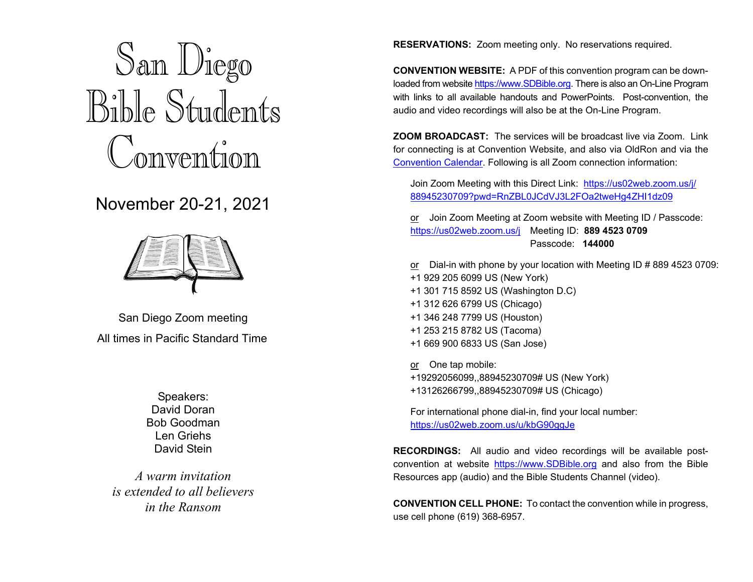# San Diego Bible Students Convention

## November 20-21, 2021

San Diego Zoom meeting

All times in Pacific Standard Time

Speakers:
David Doran
Bob Goodman
Len Griehs
David Stein

*A warm invitation is extended to all believers in the Ransom*

**RESERVATIONS:** Zoom meeting only. No reservations required.

**CONVENTION WEBSITE:** A PDF of this convention program can be downloaded from website https://www.SDBible.org. There is also an On-Line Program with links to all available handouts and PowerPoints. Post-convention, the audio and video recordings will also be at the On-Line Program.

**ZOOM BROADCAST:** The services will be broadcast live via Zoom. Link for connecting is at Convention Website, and also via OldRon and via the Convention Calendar. Following is all Zoom connection information:

Join Zoom Meeting with this Direct Link: https://us02web.zoom.us/j/88945230709?pwd=RnZBL0JCdVJ3L2FOa2tweHg4ZHI1dz09

or Join Zoom Meeting at Zoom website with Meeting ID / Passcode:
https://us02web.zoom.us/j Meeting ID: **889 4523 0709**
Passcode: **144000**

or Dial-in with phone by your location with Meeting ID # 889 4523 0709:
+1 929 205 6099 US (New York)
+1 301 715 8592 US (Washington D.C)
+1 312 626 6799 US (Chicago)
+1 346 248 7799 US (Houston)
+1 253 215 8782 US (Tacoma)
+1 669 900 6833 US (San Jose)

or One tap mobile:
+19292056099,,88945230709# US (New York)
+13126266799,,88945230709# US (Chicago)

For international phone dial-in, find your local number:
https://us02web.zoom.us/u/kbG90ggJe

**RECORDINGS:** All audio and video recordings will be available post-convention at website https://www.SDBible.org and also from the Bible Resources app (audio) and the Bible Students Channel (video).

**CONVENTION CELL PHONE:** To contact the convention while in progress, use cell phone (619) 368-6957.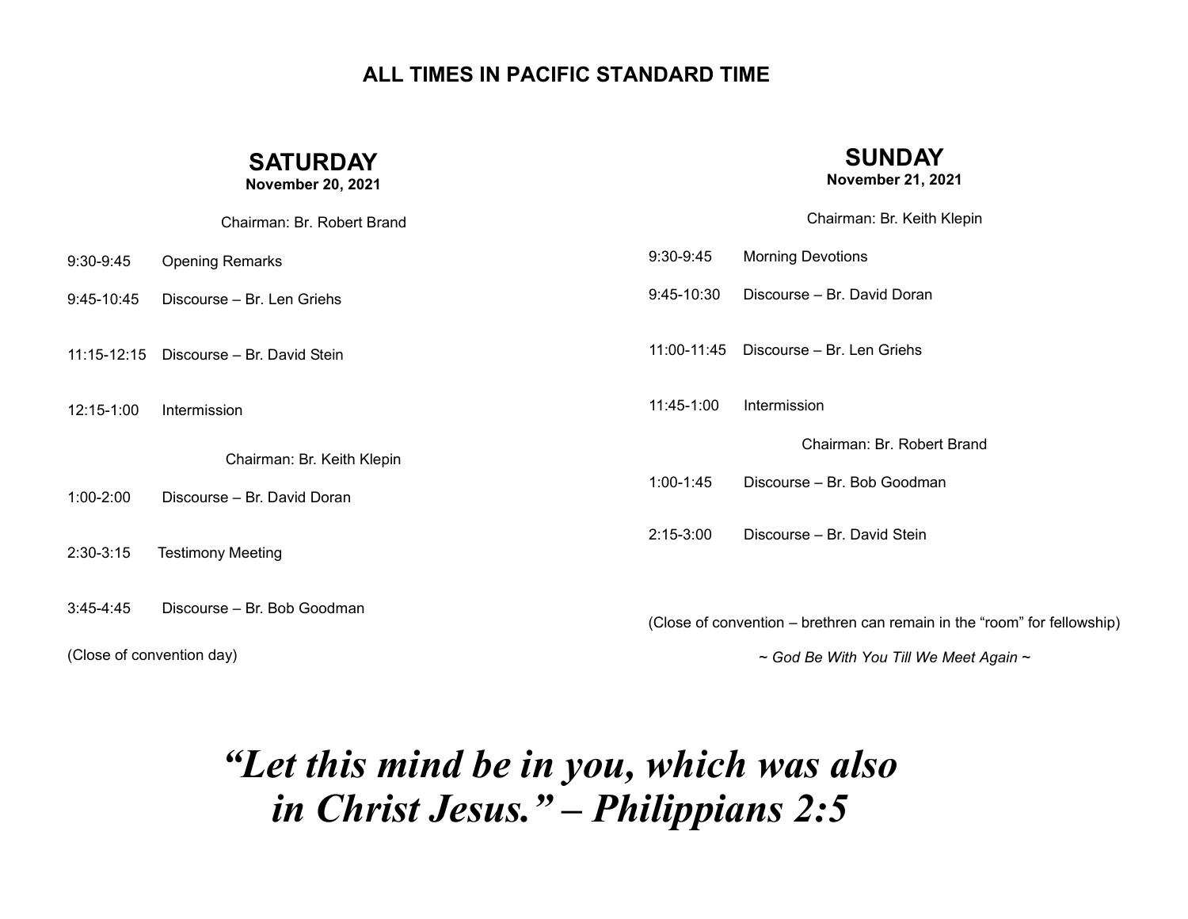**ALL TIMES IN PACIFIC STANDARD TIME**

## SATURDAY

**November 20, 2021**

Chairman: Br. Robert Brand

9:30-9:45 Opening Remarks

9:45-10:45 Discourse – Br. Len Griehs

11:15-12:15 Discourse – Br. David Stein

12:15-1:00 Intermission

Chairman: Br. Keith Klepin

1:00-2:00 Discourse – Br. David Doran

2:30-3:15 Testimony Meeting

3:45-4:45 Discourse – Br. Bob Goodman

(Close of convention day)

## SUNDAY

**November 21, 2021**

Chairman: Br. Keith Klepin

9:30-9:45 Morning Devotions

9:45-10:30 Discourse – Br. David Doran

11:00-11:45 Discourse – Br. Len Griehs

11:45-1:00 Intermission

Chairman: Br. Robert Brand

1:00-1:45 Discourse – Br. Bob Goodman

2:15-3:00 Discourse – Br. David Stein

(Close of convention – brethren can remain in the "room" for fellowship)

*~ God Be With You Till We Meet Again ~*

***"Let this mind be in you, which was also in Christ Jesus." – Philippians 2:5***